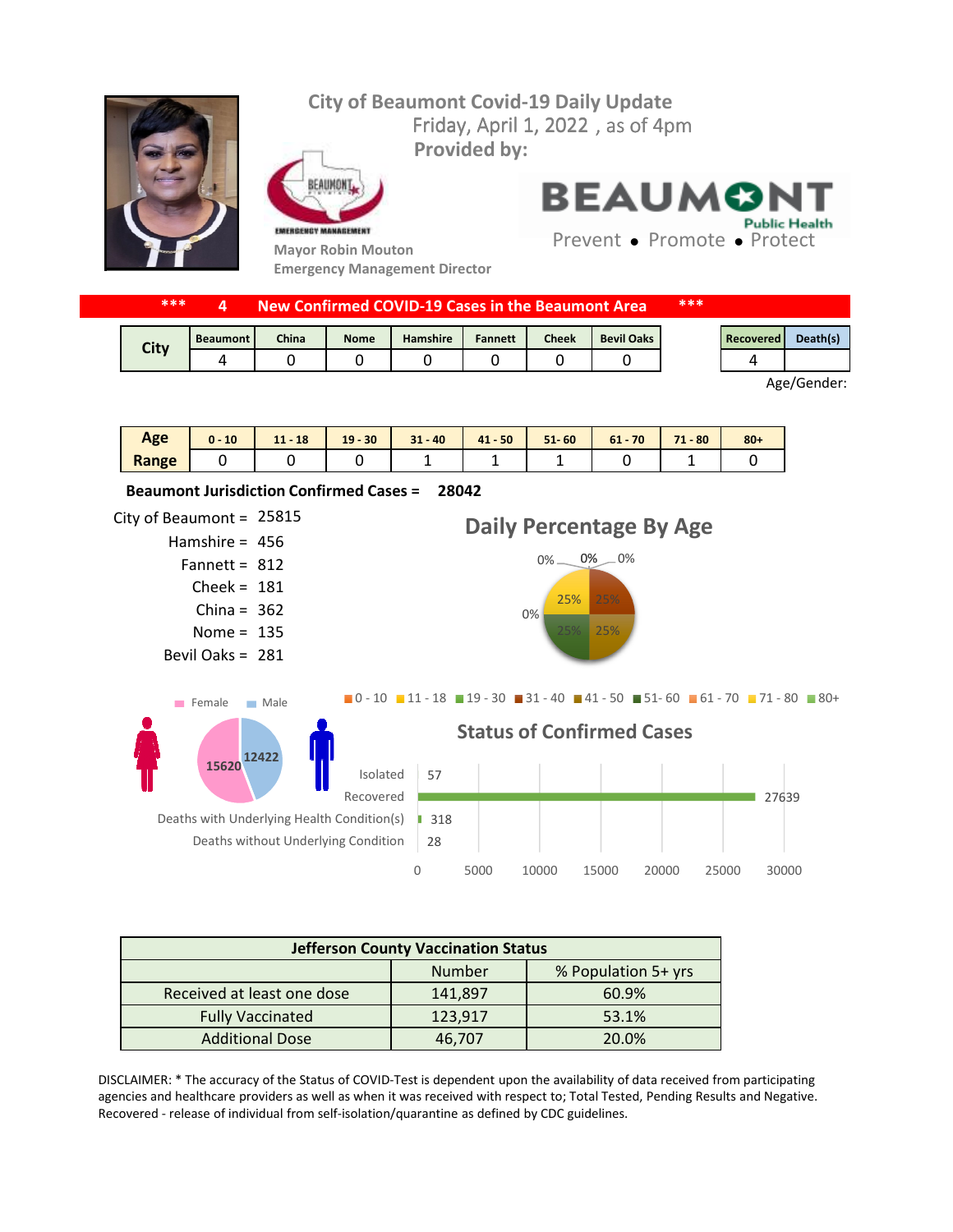# City of Beaumont Covid-19 Daily Update

Friday, April 1, 2022 , as of 4pm

**Provided by:**

Mayor Robin Mouton

Emergency Management Director

BEAUMONT Public Health

Prevent • Promote • Protect

**\*\*\* 4 New Confirmed COVID-19 Cases in the Beaumont Area \*\*\***

| City | Beaumont | China | Nome | Hamshire | Fannett | Cheek | Bevil Oaks |
|---|---|---|---|---|---|---|---|
| | 4 | 0 | 0 | 0 | 0 | 0 | 0 |

| Recovered | Death(s) |
|---|---|
| 4 | |

Age/Gender:

| Age Range | 0 - 10 | 11 - 18 | 19 - 30 | 31 - 40 | 41 - 50 | 51- 60 | 61 - 70 | 71 - 80 | 80+ |
|---|---|---|---|---|---|---|---|---|---|
| | 0 | 0 | 0 | 1 | 1 | 1 | 0 | 1 | 0 |

**Beaumont Jurisdiction Confirmed Cases = 28042**

City of Beaumont = 25815

Hamshire = 456

Fannett = 812

Cheek = 181

China = 362

Nome = 135

Bevil Oaks = 281

## Daily Percentage By Age

0% 0% 0% 0% 25% 25% 25% 25%

0 - 10 | 11 - 18 | 19 - 30 | 31 - 40 | 41 - 50 | 51- 60 | 61 - 70 | 71 - 80 | 80+

Female: 15620 | Male: 12422

## Status of Confirmed Cases

| Status | Count |
|---|---|
| Isolated | 57 |
| Recovered | 27639 |
| Deaths with Underlying Health Condition(s) | 318 |
| Deaths without Underlying Condition | 28 |

| Jefferson County Vaccination Status | | |
|---|---|---|
| | Number | % Population 5+ yrs |
| Received at least one dose | 141,897 | 60.9% |
| Fully Vaccinated | 123,917 | 53.1% |
| Additional Dose | 46,707 | 20.0% |

DISCLAIMER: * The accuracy of the Status of COVID-Test is dependent upon the availability of data received from participating agencies and healthcare providers as well as when it was received with respect to; Total Tested, Pending Results and Negative. Recovered - release of individual from self-isolation/quarantine as defined by CDC guidelines.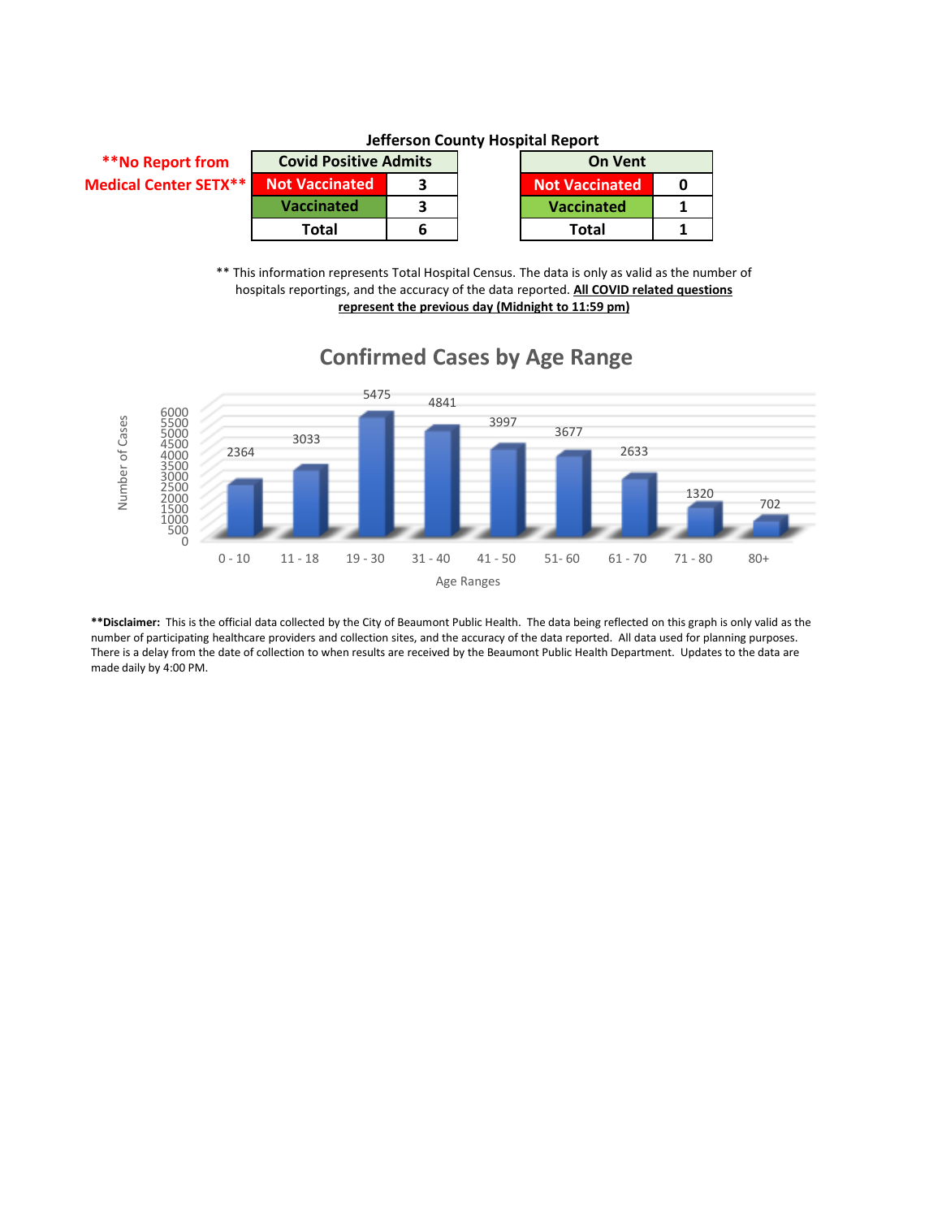## Jefferson County Hospital Report

**\*\*No Report from Medical Center SETX\*\***

| Covid Positive Admits | |
|---|---|
| Not Vaccinated | 3 |
| Vaccinated | 3 |
| Total | 6 |

| On Vent | |
|---|---|
| Not Vaccinated | 0 |
| Vaccinated | 1 |
| Total | 1 |

** This information represents Total Hospital Census. The data is only as valid as the number of hospitals reportings, and the accuracy of the data reported. **All COVID related questions represent the previous day (Midnight to 11:59 pm)**

## Confirmed Cases by Age Range

Number of Cases

0
500
1000
1500
2000
2500
3000
3500
4000
4500
5000
5500
6000

0 - 10: 2364
11 - 18: 3033
19 - 30: 5475
31 - 40: 4841
41 - 50: 3997
51- 60: 3677
61 - 70: 2633
71 - 80: 1320
80+: 702

Age Ranges

**\*\*Disclaimer:** This is the official data collected by the City of Beaumont Public Health. The data being reflected on this graph is only valid as the number of participating healthcare providers and collection sites, and the accuracy of the data reported. All data used for planning purposes. There is a delay from the date of collection to when results are received by the Beaumont Public Health Department. Updates to the data are made daily by 4:00 PM.